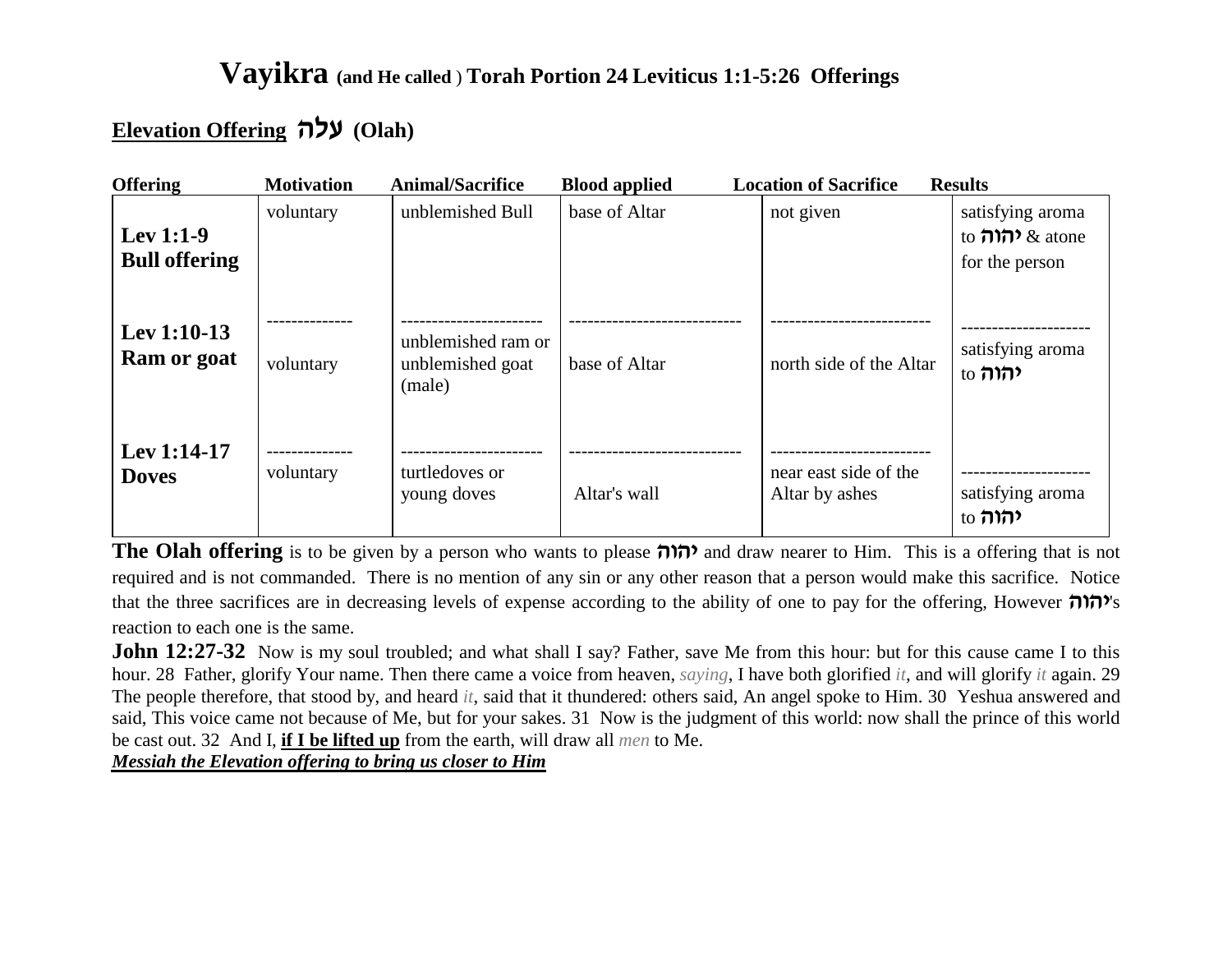# Vayikra (and He called ) Torah Portion 24 Leviticus 1:1-5:26 Offerings

## Elevation Offering עלה (Olah)

| Offering | Motivation | Animal/Sacrifice | Blood applied | Location of Sacrifice | Results |
|---|---|---|---|---|---|
| **Lev 1:1-9 Bull offering** | voluntary | unblemished Bull | base of Altar | not given | satisfying aroma to יהוה & atone for the person |
| **Lev 1:10-13 Ram or goat** | voluntary | unblemished ram or unblemished goat (male) | base of Altar | north side of the Altar | satisfying aroma to יהוה |
| **Lev 1:14-17 Doves** | voluntary | turtledoves or young doves | Altar's wall | near east side of the Altar by ashes | satisfying aroma to יהוה |

**The Olah offering** is to be given by a person who wants to please יהוה and draw nearer to Him. This is a offering that is not required and is not commanded. There is no mention of any sin or any other reason that a person would make this sacrifice. Notice that the three sacrifices are in decreasing levels of expense according to the ability of one to pay for the offering, However יהוה's reaction to each one is the same.

**John 12:27-32** Now is my soul troubled; and what shall I say? Father, save Me from this hour: but for this cause came I to this hour. 28 Father, glorify Your name. Then there came a voice from heaven, *saying*, I have both glorified *it*, and will glorify *it* again. 29 The people therefore, that stood by, and heard *it*, said that it thundered: others said, An angel spoke to Him. 30 Yeshua answered and said, This voice came not because of Me, but for your sakes. 31 Now is the judgment of this world: now shall the prince of this world be cast out. 32 And I, **if I be lifted up** from the earth, will draw all *men* to Me.

***Messiah the Elevation offering to bring us closer to Him***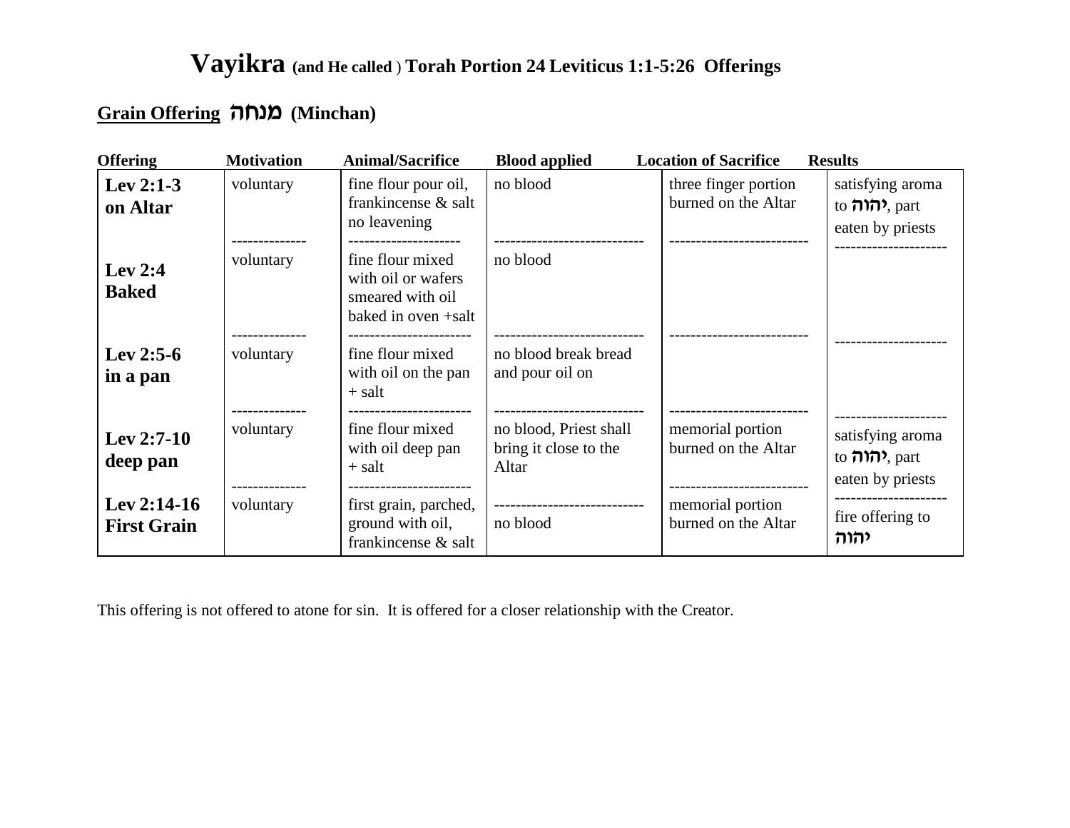# Vayikra (and He called ) Torah Portion 24 Leviticus 1:1-5:26 Offerings

## Grain Offering מנחה (Minchan)

| Offering | Motivation | Animal/Sacrifice | Blood applied | Location of Sacrifice | Results |
|---|---|---|---|---|---|
| **Lev 2:1-3 on Altar** | voluntary | fine flour pour oil, frankincense & salt no leavening | no blood | three finger portion burned on the Altar | satisfying aroma to יהוה, part eaten by priests |
| **Lev 2:4 Baked** | voluntary | fine flour mixed with oil or wafers smeared with oil baked in oven +salt | no blood | | |
| **Lev 2:5-6 in a pan** | voluntary | fine flour mixed with oil on the pan + salt | no blood break bread and pour oil on | | |
| **Lev 2:7-10 deep pan** | voluntary | fine flour mixed with oil deep pan + salt | no blood, Priest shall bring it close to the Altar | memorial portion burned on the Altar | satisfying aroma to יהוה, part eaten by priests |
| **Lev 2:14-16 First Grain** | voluntary | first grain, parched, ground with oil, frankincense & salt | no blood | memorial portion burned on the Altar | fire offering to יהוה |

This offering is not offered to atone for sin. It is offered for a closer relationship with the Creator.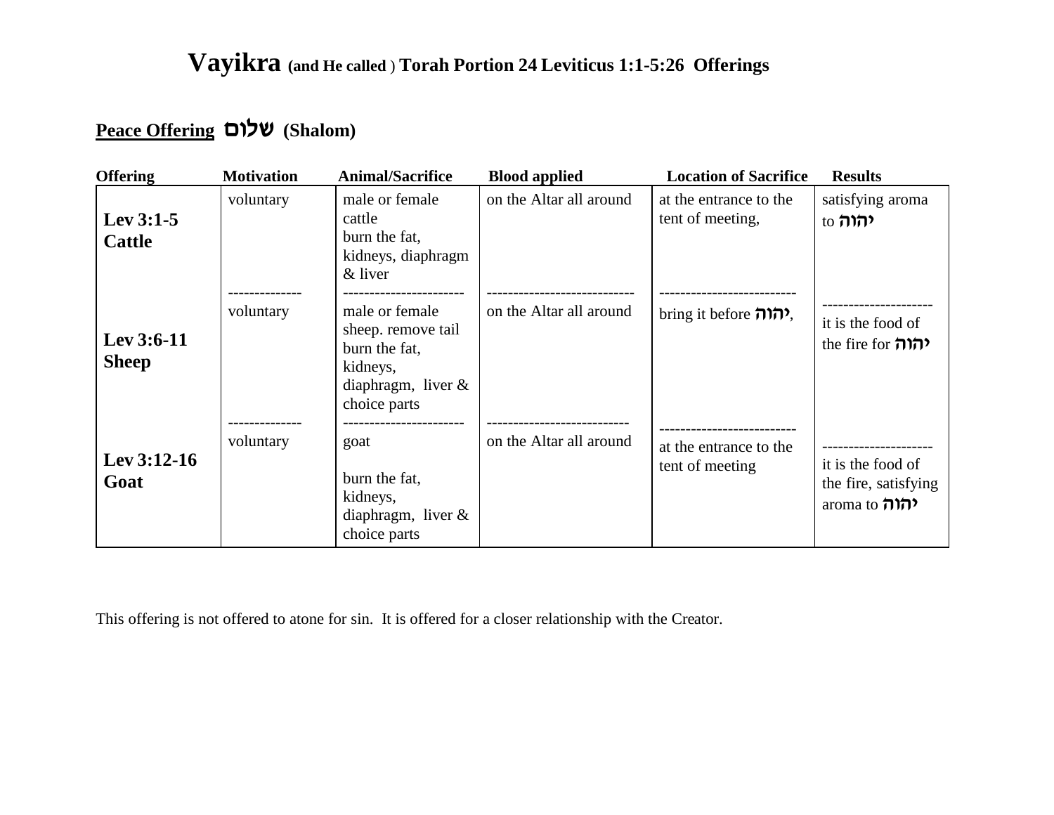# Vayikra (and He called ) Torah Portion 24 Leviticus 1:1-5:26 Offerings

## Peace Offering שלום (Shalom)

| Offering | Motivation | Animal/Sacrifice | Blood applied | Location of Sacrifice | Results |
|---|---|---|---|---|---|
| **Lev 3:1-5 Cattle** | voluntary | male or female cattle burn the fat, kidneys, diaphragm & liver | on the Altar all around | at the entrance to the tent of meeting, | satisfying aroma to יהוה |
| **Lev 3:6-11 Sheep** | voluntary | male or female sheep. remove tail burn the fat, kidneys, diaphragm, liver & choice parts | on the Altar all around | bring it before יהוה, | it is the food of the fire for יהוה |
| **Lev 3:12-16 Goat** | voluntary | goat<br><br>burn the fat, kidneys, diaphragm, liver & choice parts | on the Altar all around | at the entrance to the tent of meeting | it is the food of the fire, satisfying aroma to יהוה |

This offering is not offered to atone for sin. It is offered for a closer relationship with the Creator.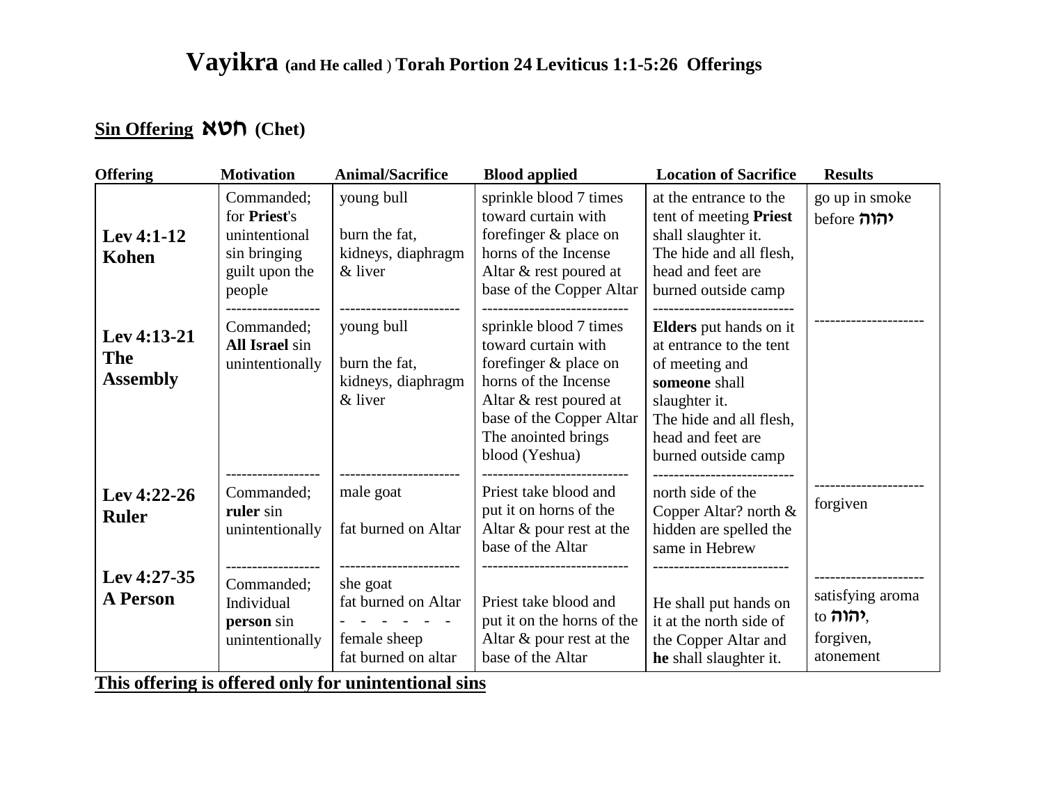# Vayikra (and He called ) Torah Portion 24 Leviticus 1:1-5:26 Offerings

## Sin Offering חטא (Chet)

| Offering | Motivation | Animal/Sacrifice | Blood applied | Location of Sacrifice | Results |
|---|---|---|---|---|---|
| **Lev 4:1-12 Kohen** | Commanded; for **Priest**'s unintentional sin bringing guilt upon the people | young bull<br><br>burn the fat, kidneys, diaphragm & liver | sprinkle blood 7 times toward curtain with forefinger & place on horns of the Incense Altar & rest poured at base of the Copper Altar | at the entrance to the tent of meeting **Priest** shall slaughter it. The hide and all flesh, head and feet are burned outside camp | go up in smoke before יהוה |
| **Lev 4:13-21 The Assembly** | Commanded; **All Israel** sin unintentionally | young bull<br><br>burn the fat, kidneys, diaphragm & liver | sprinkle blood 7 times toward curtain with forefinger & place on horns of the Incense Altar & rest poured at base of the Copper Altar The anointed brings blood (Yeshua) | **Elders** put hands on it at entrance to the tent of meeting and **someone** shall slaughter it. The hide and all flesh, head and feet are burned outside camp | |
| **Lev 4:22-26 Ruler** | Commanded; **ruler** sin unintentionally | male goat<br><br>fat burned on Altar | Priest take blood and put it on horns of the Altar & pour rest at the base of the Altar | north side of the Copper Altar? north & hidden are spelled the same in Hebrew | forgiven |
| **Lev 4:27-35 A Person** | Commanded; Individual **person** sin unintentionally | she goat<br>fat burned on Altar<br>- - - - - - -<br>female sheep<br>fat burned on altar | Priest take blood and put it on the horns of the Altar & pour rest at the base of the Altar | He shall put hands on it at the north side of the Copper Altar and **he** shall slaughter it. | satisfying aroma to יהוה,<br>forgiven, atonement |

**This offering is offered only for unintentional sins**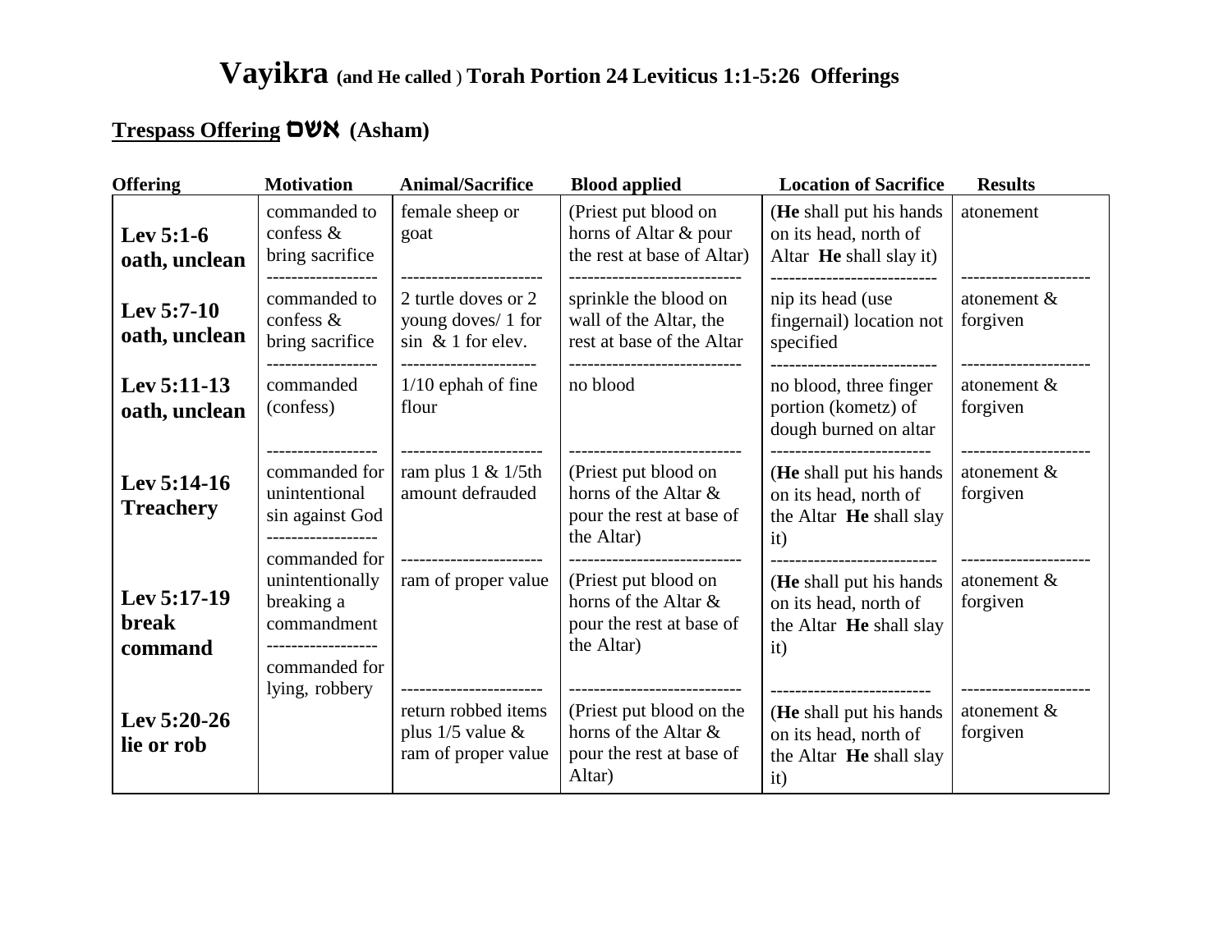# Vayikra (and He called ) Torah Portion 24 Leviticus 1:1-5:26 Offerings

**Trespass Offering אשם (Asham)**

| Offering | Motivation | Animal/Sacrifice | Blood applied | Location of Sacrifice | Results |
|---|---|---|---|---|---|
| **Lev 5:1-6 oath, unclean** | commanded to confess & bring sacrifice | female sheep or goat | (Priest put blood on horns of Altar & pour the rest at base of Altar) | (**He** shall put his hands on its head, north of Altar **He** shall slay it) | atonement |
| **Lev 5:7-10 oath, unclean** | commanded to confess & bring sacrifice | 2 turtle doves or 2 young doves/ 1 for sin & 1 for elev. | sprinkle the blood on wall of the Altar, the rest at base of the Altar | nip its head (use fingernail) location not specified | atonement & forgiven |
| **Lev 5:11-13 oath, unclean** | commanded (confess) | 1/10 ephah of fine flour | no blood | no blood, three finger portion (kometz) of dough burned on altar | atonement & forgiven |
| **Lev 5:14-16 Treachery** | commanded for unintentional sin against God | ram plus 1 & 1/5th amount defrauded | (Priest put blood on horns of the Altar & pour the rest at base of the Altar) | (**He** shall put his hands on its head, north of the Altar **He** shall slay it) | atonement & forgiven |
| **Lev 5:17-19 break command** | commanded for unintentionally breaking a commandment | ram of proper value | (Priest put blood on horns of the Altar & pour the rest at base of the Altar) | (**He** shall put his hands on its head, north of the Altar **He** shall slay it) | atonement & forgiven |
| **Lev 5:20-26 lie or rob** | commanded for lying, robbery | return robbed items plus 1/5 value & ram of proper value | (Priest put blood on the horns of the Altar & pour the rest at base of Altar) | (**He** shall put his hands on its head, north of the Altar **He** shall slay it) | atonement & forgiven |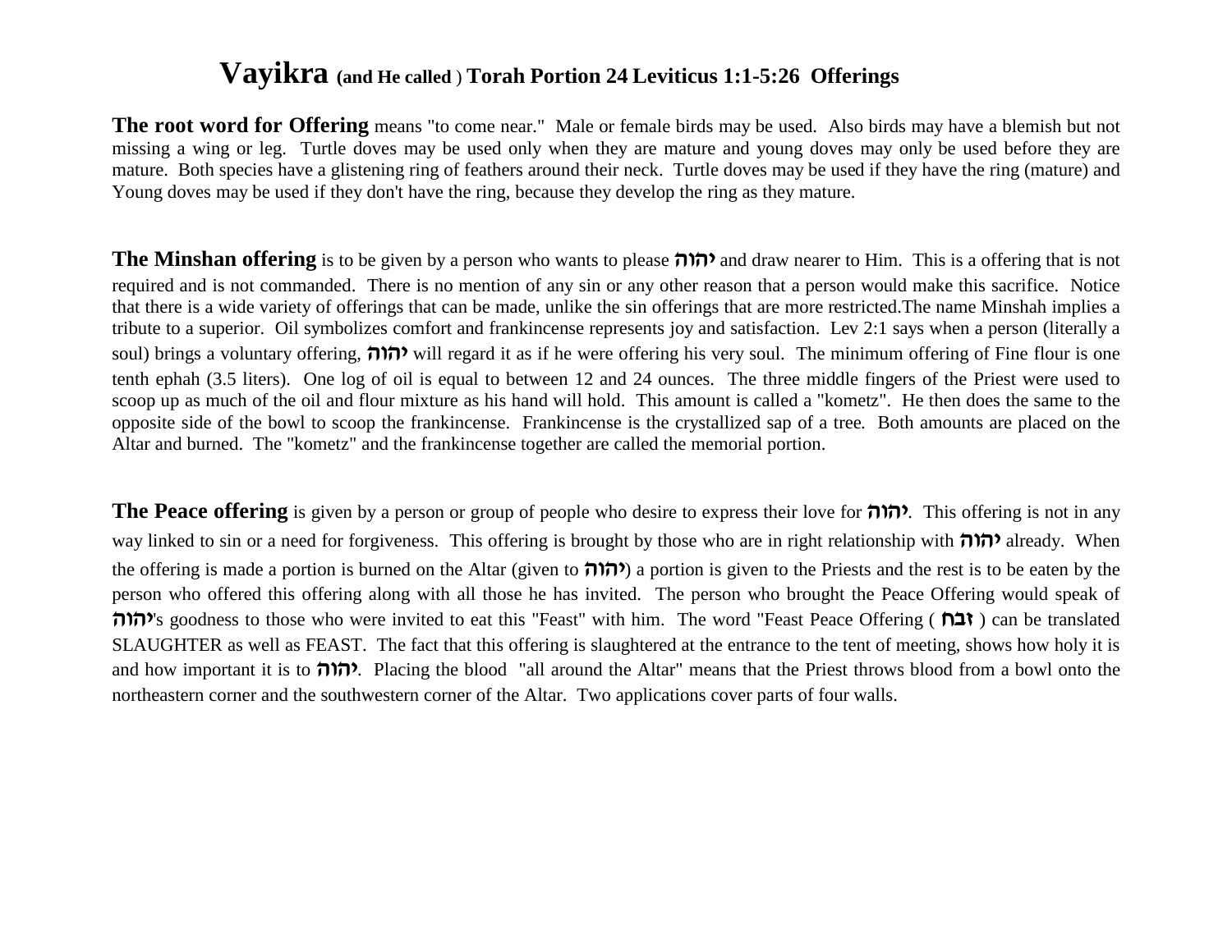# Vayikra (and He called) Torah Portion 24 Leviticus 1:1-5:26 Offerings

**The root word for Offering** means "to come near." Male or female birds may be used. Also birds may have a blemish but not missing a wing or leg. Turtle doves may be used only when they are mature and young doves may only be used before they are mature. Both species have a glistening ring of feathers around their neck. Turtle doves may be used if they have the ring (mature) and Young doves may be used if they don't have the ring, because they develop the ring as they mature.

**The Minshan offering** is to be given by a person who wants to please יהוה and draw nearer to Him. This is a offering that is not required and is not commanded. There is no mention of any sin or any other reason that a person would make this sacrifice. Notice that there is a wide variety of offerings that can be made, unlike the sin offerings that are more restricted.The name Minshah implies a tribute to a superior. Oil symbolizes comfort and frankincense represents joy and satisfaction. Lev 2:1 says when a person (literally a soul) brings a voluntary offering, יהוה will regard it as if he were offering his very soul. The minimum offering of Fine flour is one tenth ephah (3.5 liters). One log of oil is equal to between 12 and 24 ounces. The three middle fingers of the Priest were used to scoop up as much of the oil and flour mixture as his hand will hold. This amount is called a "kometz". He then does the same to the opposite side of the bowl to scoop the frankincense. Frankincense is the crystallized sap of a tree. Both amounts are placed on the Altar and burned. The "kometz" and the frankincense together are called the memorial portion.

**The Peace offering** is given by a person or group of people who desire to express their love for יהוה. This offering is not in any way linked to sin or a need for forgiveness. This offering is brought by those who are in right relationship with יהוה already. When the offering is made a portion is burned on the Altar (given to יהוה) a portion is given to the Priests and the rest is to be eaten by the person who offered this offering along with all those he has invited. The person who brought the Peace Offering would speak of יהוה's goodness to those who were invited to eat this "Feast" with him. The word "Feast Peace Offering ( זבח ) can be translated SLAUGHTER as well as FEAST. The fact that this offering is slaughtered at the entrance to the tent of meeting, shows how holy it is and how important it is to יהוה. Placing the blood "all around the Altar" means that the Priest throws blood from a bowl onto the northeastern corner and the southwestern corner of the Altar. Two applications cover parts of four walls.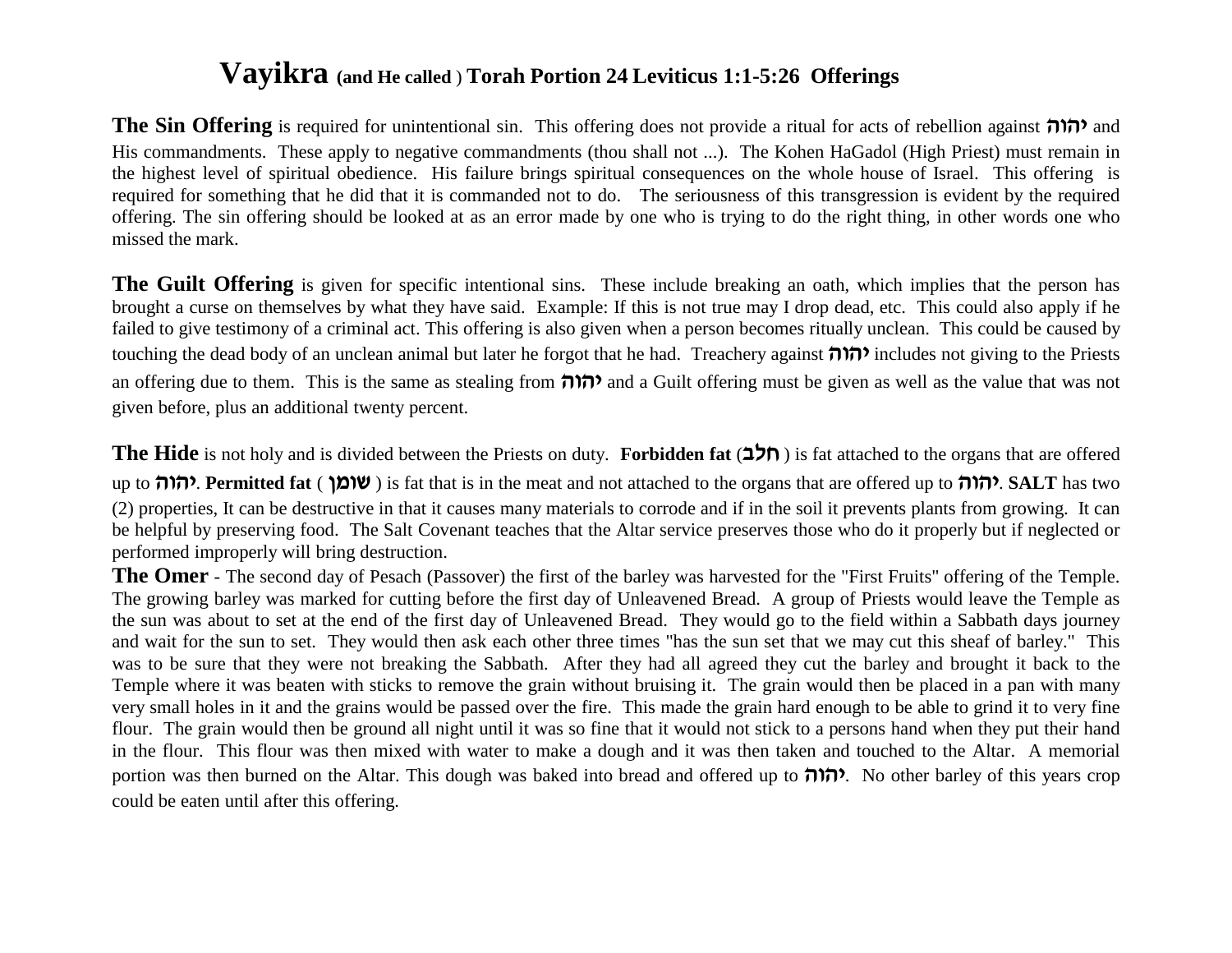# Vayikra (and He called) Torah Portion 24 Leviticus 1:1-5:26 Offerings

**The Sin Offering** is required for unintentional sin. This offering does not provide a ritual for acts of rebellion against יהוה and His commandments. These apply to negative commandments (thou shall not ...). The Kohen HaGadol (High Priest) must remain in the highest level of spiritual obedience. His failure brings spiritual consequences on the whole house of Israel. This offering is required for something that he did that it is commanded not to do. The seriousness of this transgression is evident by the required offering. The sin offering should be looked at as an error made by one who is trying to do the right thing, in other words one who missed the mark.

**The Guilt Offering** is given for specific intentional sins. These include breaking an oath, which implies that the person has brought a curse on themselves by what they have said. Example: If this is not true may I drop dead, etc. This could also apply if he failed to give testimony of a criminal act. This offering is also given when a person becomes ritually unclean. This could be caused by touching the dead body of an unclean animal but later he forgot that he had. Treachery against יהוה includes not giving to the Priests an offering due to them. This is the same as stealing from יהוה and a Guilt offering must be given as well as the value that was not given before, plus an additional twenty percent.

**The Hide** is not holy and is divided between the Priests on duty. **Forbidden fat** (חלב) is fat attached to the organs that are offered up to יהוה. **Permitted fat** (שומן) is fat that is in the meat and not attached to the organs that are offered up to יהוה. **SALT** has two (2) properties, It can be destructive in that it causes many materials to corrode and if in the soil it prevents plants from growing. It can be helpful by preserving food. The Salt Covenant teaches that the Altar service preserves those who do it properly but if neglected or performed improperly will bring destruction.

**The Omer** - The second day of Pesach (Passover) the first of the barley was harvested for the "First Fruits" offering of the Temple. The growing barley was marked for cutting before the first day of Unleavened Bread. A group of Priests would leave the Temple as the sun was about to set at the end of the first day of Unleavened Bread. They would go to the field within a Sabbath days journey and wait for the sun to set. They would then ask each other three times "has the sun set that we may cut this sheaf of barley." This was to be sure that they were not breaking the Sabbath. After they had all agreed they cut the barley and brought it back to the Temple where it was beaten with sticks to remove the grain without bruising it. The grain would then be placed in a pan with many very small holes in it and the grains would be passed over the fire. This made the grain hard enough to be able to grind it to very fine flour. The grain would then be ground all night until it was so fine that it would not stick to a persons hand when they put their hand in the flour. This flour was then mixed with water to make a dough and it was then taken and touched to the Altar. A memorial portion was then burned on the Altar. This dough was baked into bread and offered up to יהוה. No other barley of this years crop could be eaten until after this offering.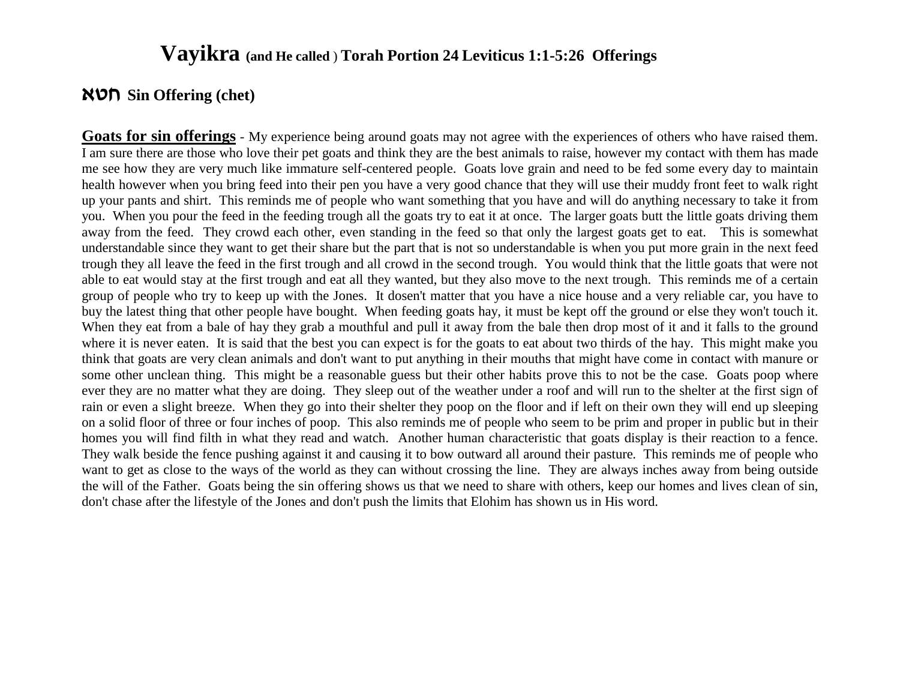# Vayikra (and He called ) Torah Portion 24 Leviticus 1:1-5:26 Offerings

## חטא Sin Offering (chet)

**Goats for sin offerings** - My experience being around goats may not agree with the experiences of others who have raised them. I am sure there are those who love their pet goats and think they are the best animals to raise, however my contact with them has made me see how they are very much like immature self-centered people. Goats love grain and need to be fed some every day to maintain health however when you bring feed into their pen you have a very good chance that they will use their muddy front feet to walk right up your pants and shirt. This reminds me of people who want something that you have and will do anything necessary to take it from you. When you pour the feed in the feeding trough all the goats try to eat it at once. The larger goats butt the little goats driving them away from the feed. They crowd each other, even standing in the feed so that only the largest goats get to eat. This is somewhat understandable since they want to get their share but the part that is not so understandable is when you put more grain in the next feed trough they all leave the feed in the first trough and all crowd in the second trough. You would think that the little goats that were not able to eat would stay at the first trough and eat all they wanted, but they also move to the next trough. This reminds me of a certain group of people who try to keep up with the Jones. It dosen't matter that you have a nice house and a very reliable car, you have to buy the latest thing that other people have bought. When feeding goats hay, it must be kept off the ground or else they won't touch it. When they eat from a bale of hay they grab a mouthful and pull it away from the bale then drop most of it and it falls to the ground where it is never eaten. It is said that the best you can expect is for the goats to eat about two thirds of the hay. This might make you think that goats are very clean animals and don't want to put anything in their mouths that might have come in contact with manure or some other unclean thing. This might be a reasonable guess but their other habits prove this to not be the case. Goats poop where ever they are no matter what they are doing. They sleep out of the weather under a roof and will run to the shelter at the first sign of rain or even a slight breeze. When they go into their shelter they poop on the floor and if left on their own they will end up sleeping on a solid floor of three or four inches of poop. This also reminds me of people who seem to be prim and proper in public but in their homes you will find filth in what they read and watch. Another human characteristic that goats display is their reaction to a fence. They walk beside the fence pushing against it and causing it to bow outward all around their pasture. This reminds me of people who want to get as close to the ways of the world as they can without crossing the line. They are always inches away from being outside the will of the Father. Goats being the sin offering shows us that we need to share with others, keep our homes and lives clean of sin, don't chase after the lifestyle of the Jones and don't push the limits that Elohim has shown us in His word.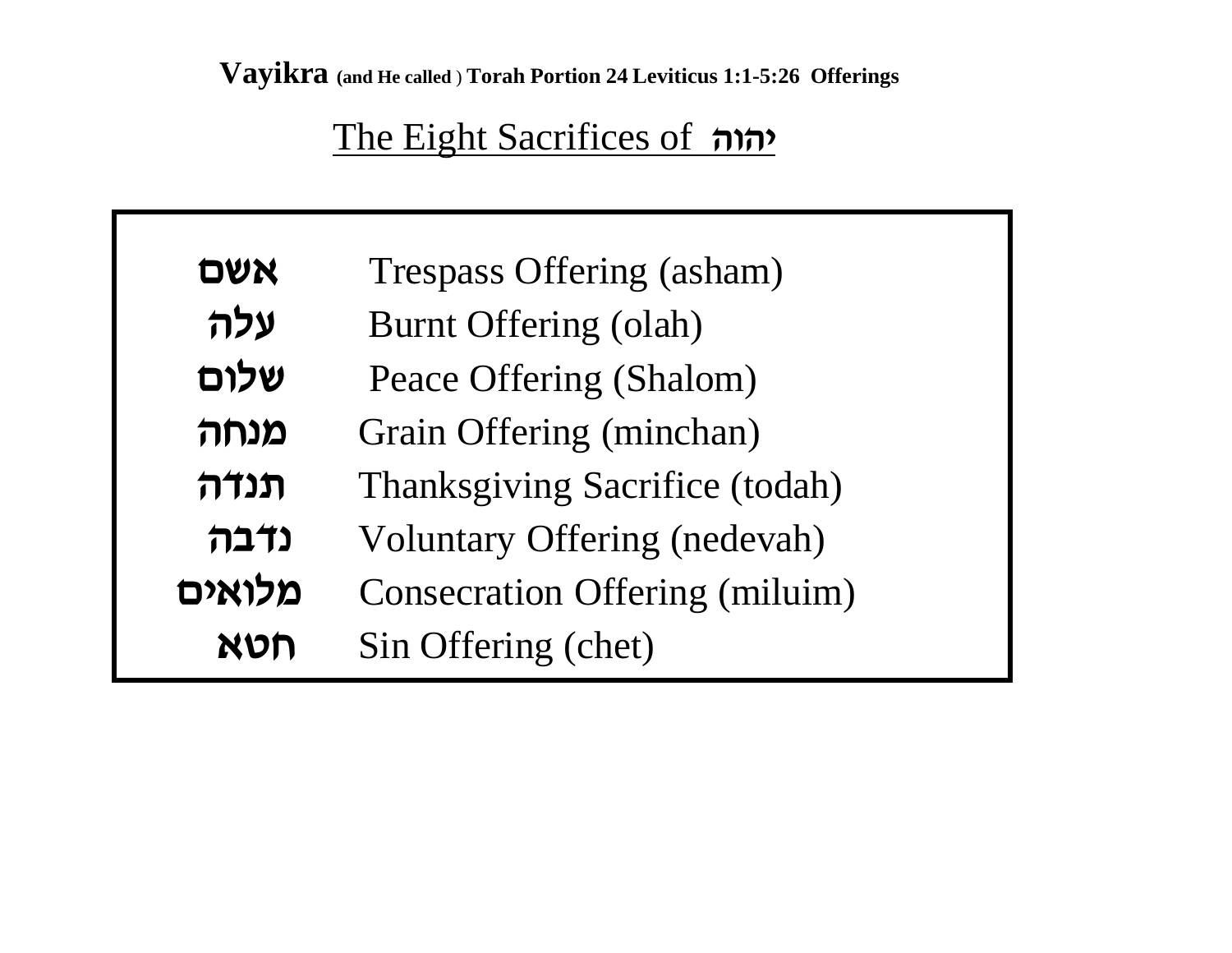**Vayikra (and He called ) Torah Portion 24 Leviticus 1:1-5:26 Offerings**

## The Eight Sacrifices of **יהוה**

| | |
|---|---|
| **אשם** | Trespass Offering (asham) |
| **עלה** | Burnt Offering (olah) |
| **שלום** | Peace Offering (Shalom) |
| **מנחה** | Grain Offering (minchan) |
| **תנדה** | Thanksgiving Sacrifice (todah) |
| **נדבה** | Voluntary Offering (nedevah) |
| **מלואים** | Consecration Offering (miluim) |
| **חטא** | Sin Offering (chet) |